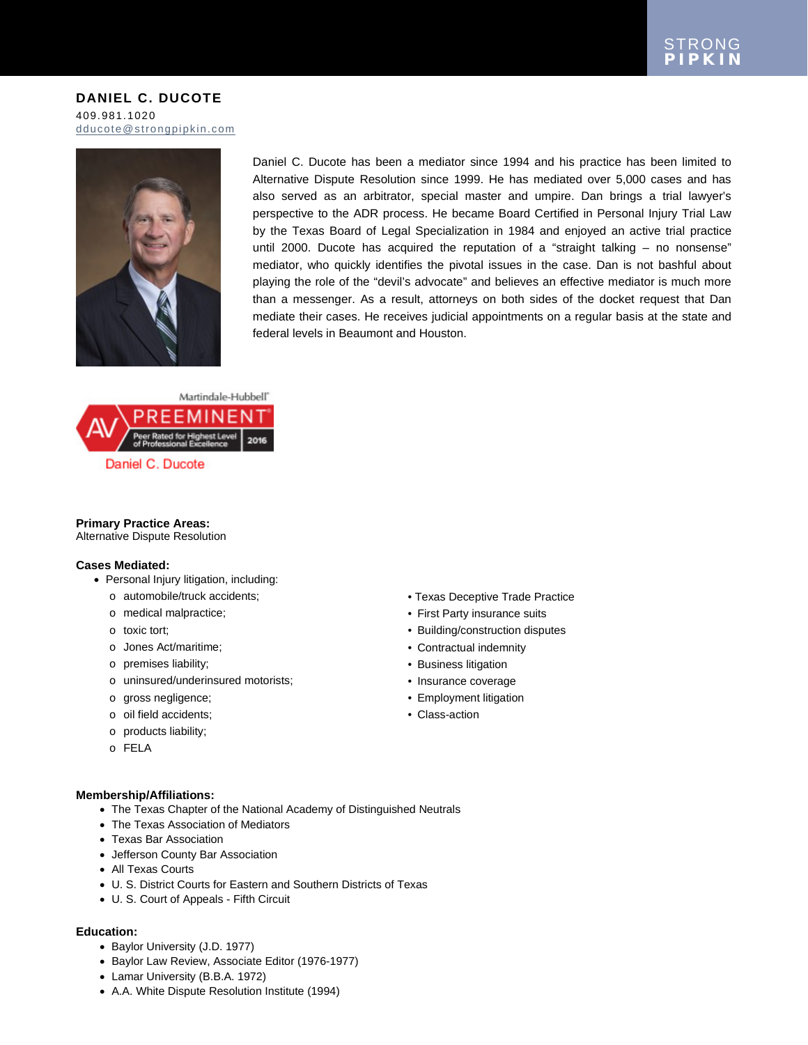STRONG PIPKIN

# DANIEL C. DUCOTE

409.981.1020
dducote@strongpipkin.com

Daniel C. Ducote has been a mediator since 1994 and his practice has been limited to Alternative Dispute Resolution since 1999. He has mediated over 5,000 cases and has also served as an arbitrator, special master and umpire. Dan brings a trial lawyer's perspective to the ADR process. He became Board Certified in Personal Injury Trial Law by the Texas Board of Legal Specialization in 1984 and enjoyed an active trial practice until 2000. Ducote has acquired the reputation of a "straight talking – no nonsense" mediator, who quickly identifies the pivotal issues in the case. Dan is not bashful about playing the role of the "devil's advocate" and believes an effective mediator is much more than a messenger. As a result, attorneys on both sides of the docket request that Dan mediate their cases. He receives judicial appointments on a regular basis at the state and federal levels in Beaumont and Houston.

Martindale-Hubbell® AV PREEMINENT® Peer Rated for Highest Level of Professional Excellence 2016
Daniel C. Ducote

**Primary Practice Areas:**
Alternative Dispute Resolution

**Cases Mediated:**

- Personal Injury litigation, including:
  - automobile/truck accidents;
  - medical malpractice;
  - toxic tort;
  - Jones Act/maritime;
  - premises liability;
  - uninsured/underinsured motorists;
  - gross negligence;
  - oil field accidents;
  - products liability;
  - FELA
- Texas Deceptive Trade Practice
- First Party insurance suits
- Building/construction disputes
- Contractual indemnity
- Business litigation
- Insurance coverage
- Employment litigation
- Class-action

**Membership/Affiliations:**

- The Texas Chapter of the National Academy of Distinguished Neutrals
- The Texas Association of Mediators
- Texas Bar Association
- Jefferson County Bar Association
- All Texas Courts
- U. S. District Courts for Eastern and Southern Districts of Texas
- U. S. Court of Appeals - Fifth Circuit

**Education:**

- Baylor University (J.D. 1977)
- Baylor Law Review, Associate Editor (1976-1977)
- Lamar University (B.B.A. 1972)
- A.A. White Dispute Resolution Institute (1994)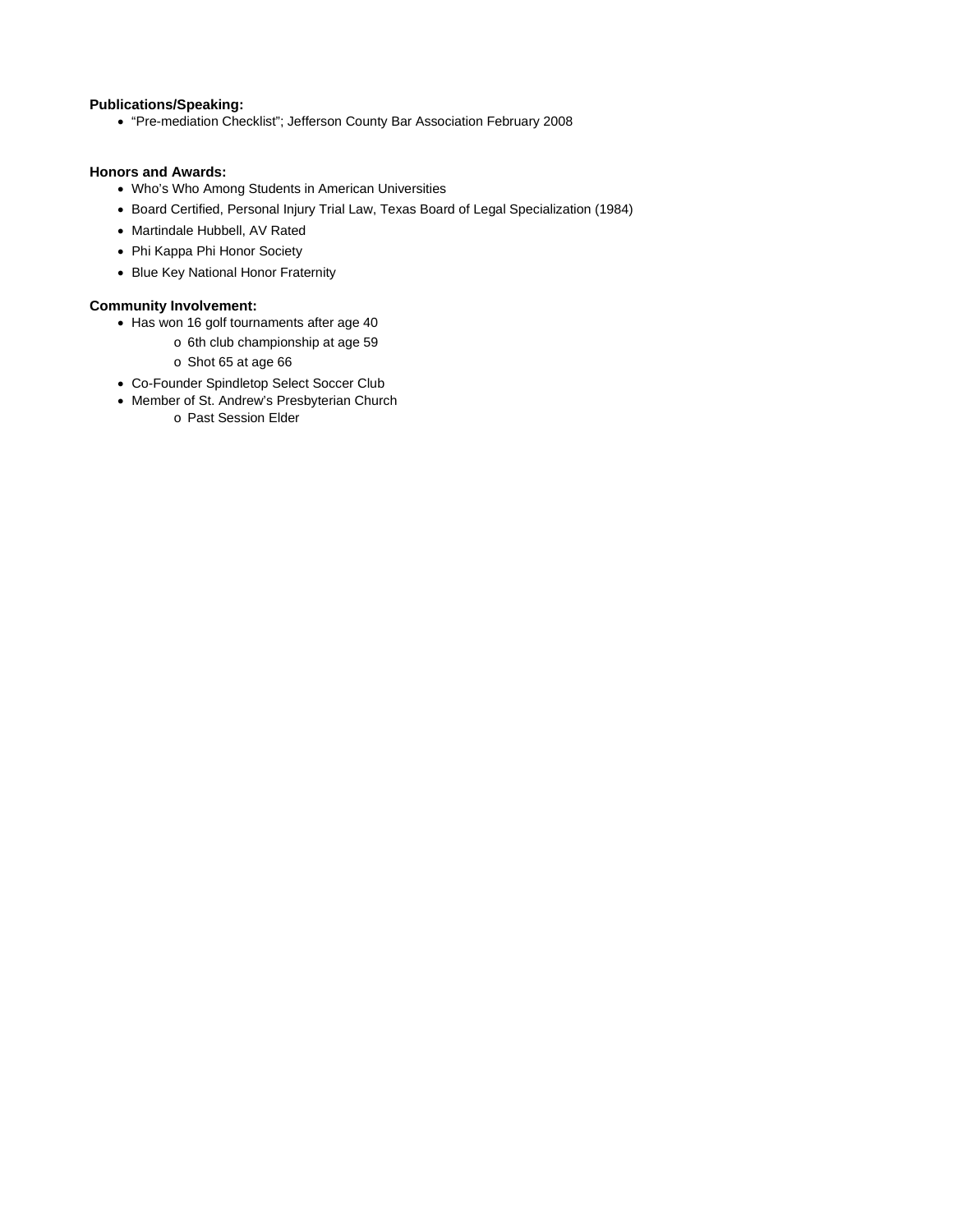**Publications/Speaking:**

- "Pre-mediation Checklist"; Jefferson County Bar Association February 2008

**Honors and Awards:**

- Who's Who Among Students in American Universities
- Board Certified, Personal Injury Trial Law, Texas Board of Legal Specialization (1984)
- Martindale Hubbell, AV Rated
- Phi Kappa Phi Honor Society
- Blue Key National Honor Fraternity

**Community Involvement:**

- Has won 16 golf tournaments after age 40
  - 6th club championship at age 59
  - Shot 65 at age 66
- Co-Founder Spindletop Select Soccer Club
- Member of St. Andrew's Presbyterian Church
  - Past Session Elder